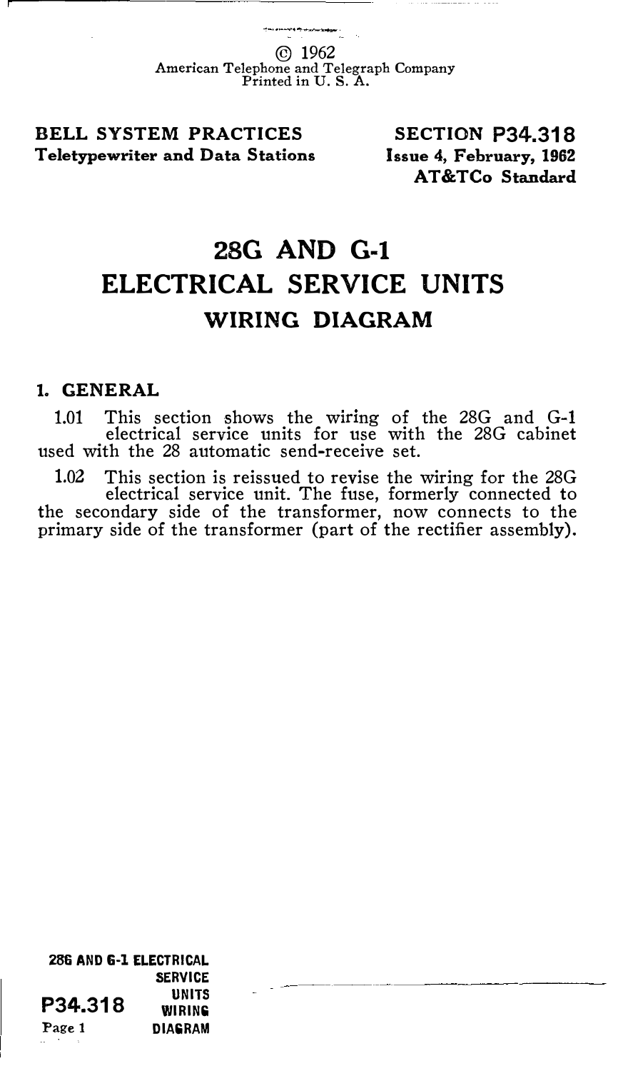© 1962
American Telephone and Telegraph Company
Printed in U. S. A.

**BELL SYSTEM PRACTICES**
**Teletypewriter and Data Stations**

**SECTION P34.318**
**Issue 4, February, 1962**
**AT&TCo Standard**

# 28G AND G-1 ELECTRICAL SERVICE UNITS

## WIRING DIAGRAM

### 1. GENERAL

1.01 This section shows the wiring of the 28G and G-1 electrical service units for use with the 28G cabinet used with the 28 automatic send-receive set.

1.02 This section is reissued to revise the wiring for the 28G electrical service unit. The fuse, formerly connected to the secondary side of the transformer, now connects to the primary side of the transformer (part of the rectifier assembly).

28G AND G-1 ELECTRICAL SERVICE UNITS WIRING DIAGRAM
P34.318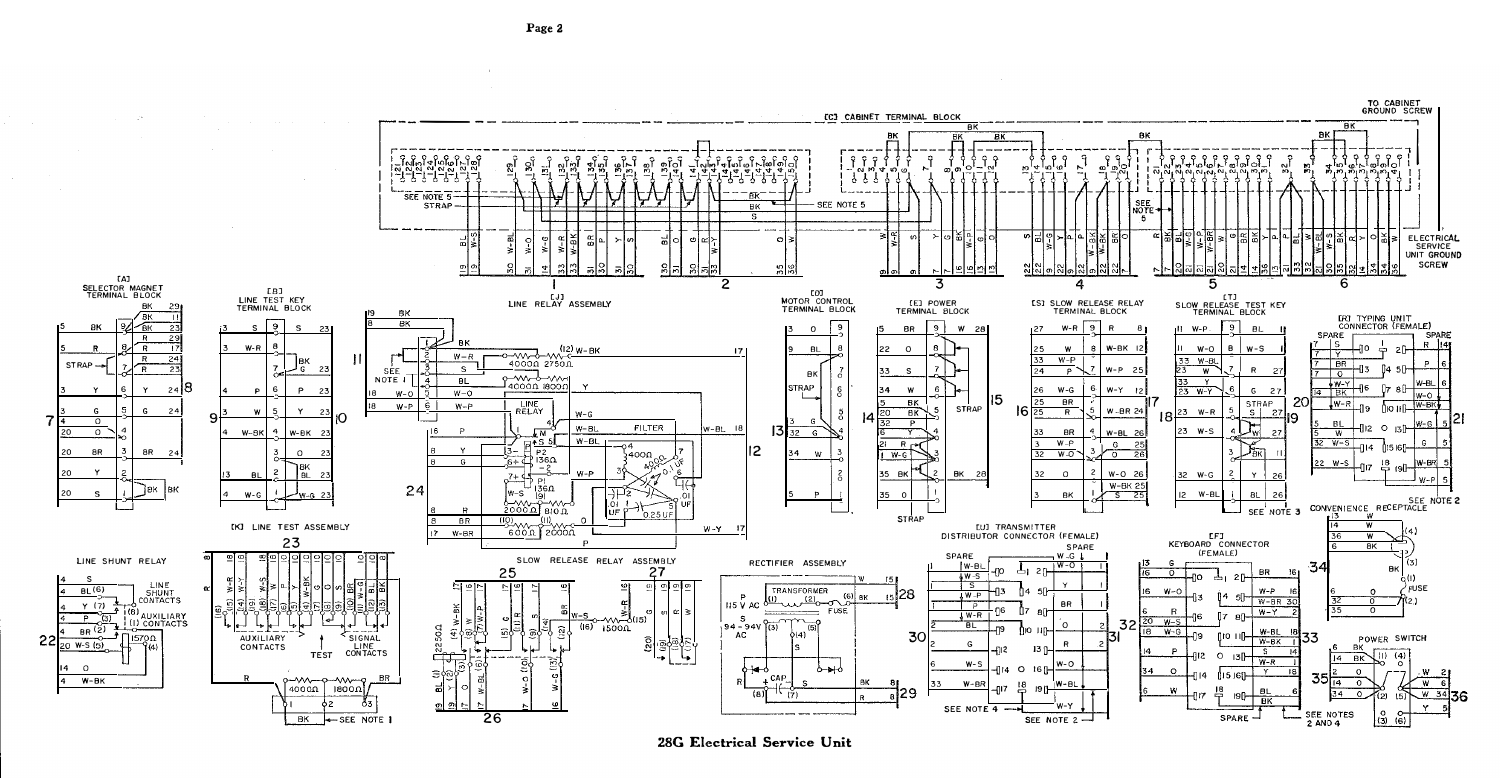# 28G Electrical Service Unit

[C] CABINET TERMINAL BLOCK

TO CABINET GROUND SCREW

ELECTRICAL SERVICE UNIT GROUND SCREW

SEE NOTE 5

STRAP

[A] SELECTOR MAGNET TERMINAL BLOCK

[B] LINE TEST KEY TERMINAL BLOCK

[J] LINE RELAY ASSEMBLY

SEE NOTE 1

LINE RELAY

FILTER

[D] MOTOR CONTROL TERMINAL BLOCK

[E] POWER TERMINAL BLOCK

[S] SLOW RELEASE RELAY TERMINAL BLOCK

[T] SLOW RELEASE TEST KEY TERMINAL BLOCK

[R] TYPING UNIT CONNECTOR (FEMALE)

SPARE

SEE NOTE 2

SEE NOTE 3

CONVENIENCE RECEPTACLE

FUSE

POWER SWITCH

SEE NOTES 2 AND 4

[K] LINE TEST ASSEMBLY

LINE SHUNT RELAY

LINE SHUNT CONTACTS

(1) AUXILIARY CONTACTS

AUXILIARY CONTACTS

TEST

SIGNAL LINE CONTACTS

SEE NOTE 1

SLOW RELEASE RELAY ASSEMBLY

RECTIFIER ASSEMBLY

TRANSFORMER

115 V AC

94 - 94V AC

CAP

FUSE

[U] TRANSMITTER DISTRIBUTOR CONNECTOR (FEMALE)

SPARE

SEE NOTE 4

SEE NOTE 2

[F] KEYBOARD CONNECTOR (FEMALE)

SPARE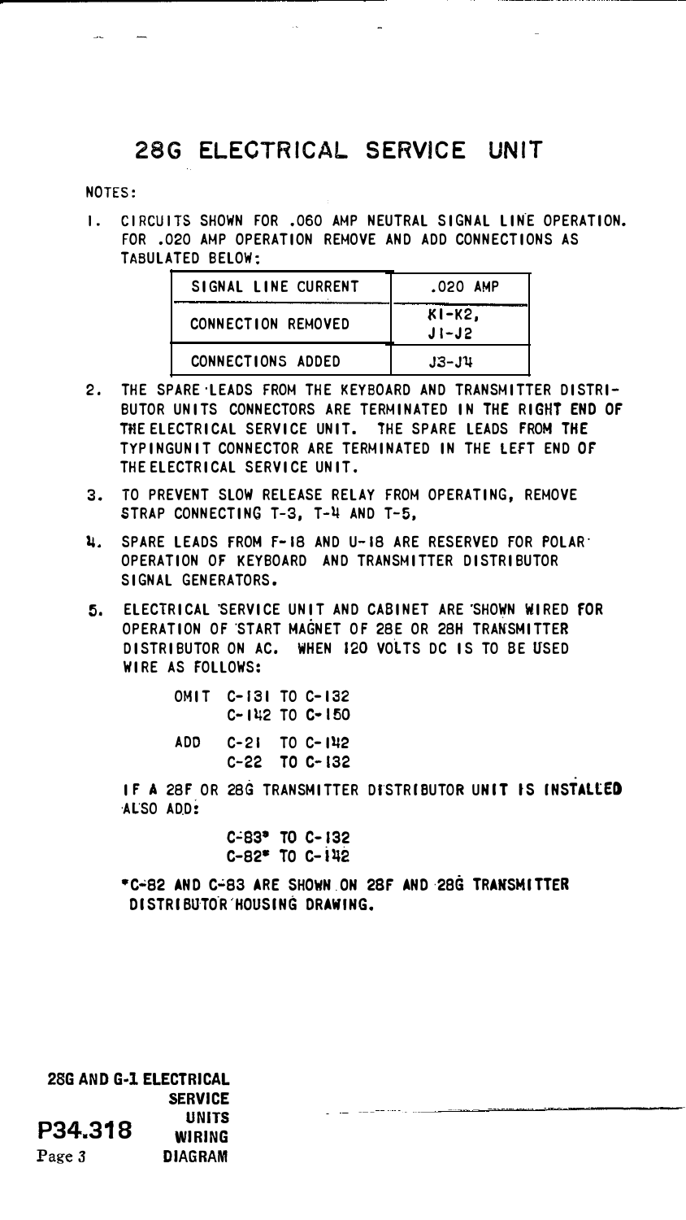# 28G ELECTRICAL SERVICE UNIT

NOTES:

1. CIRCUITS SHOWN FOR .060 AMP NEUTRAL SIGNAL LINE OPERATION. FOR .020 AMP OPERATION REMOVE AND ADD CONNECTIONS AS TABULATED BELOW:

| SIGNAL LINE CURRENT | .020 AMP |
|---|---|
| CONNECTION REMOVED | K1-K2, J1-J2 |
| CONNECTIONS ADDED | J3-J4 |

2. THE SPARE LEADS FROM THE KEYBOARD AND TRANSMITTER DISTRIBUTOR UNITS CONNECTORS ARE TERMINATED IN THE RIGHT END OF THE ELECTRICAL SERVICE UNIT. THE SPARE LEADS FROM THE TYPINGUNIT CONNECTOR ARE TERMINATED IN THE LEFT END OF THE ELECTRICAL SERVICE UNIT.

3. TO PREVENT SLOW RELEASE RELAY FROM OPERATING, REMOVE STRAP CONNECTING T-3, T-4 AND T-5.

4. SPARE LEADS FROM F-18 AND U-18 ARE RESERVED FOR POLAR OPERATION OF KEYBOARD AND TRANSMITTER DISTRIBUTOR SIGNAL GENERATORS.

5. ELECTRICAL SERVICE UNIT AND CABINET ARE SHOWN WIRED FOR OPERATION OF START MAGNET OF 28E OR 28H TRANSMITTER DISTRIBUTOR ON AC. WHEN 120 VOLTS DC IS TO BE USED WIRE AS FOLLOWS:

   OMIT C-131 TO C-132
   C-142 TO C-150

   ADD C-21 TO C-142
   C-22 TO C-132

   IF A 28F OR 28G TRANSMITTER DISTRIBUTOR UNIT IS INSTALLED ALSO ADD:

   C-83* TO C-132
   C-82* TO C-142

   *C-82 AND C-83 ARE SHOWN ON 28F AND 28G TRANSMITTER DISTRIBUTOR HOUSING DRAWING.

28G AND G-1 ELECTRICAL SERVICE UNITS WIRING DIAGRAM

P34.318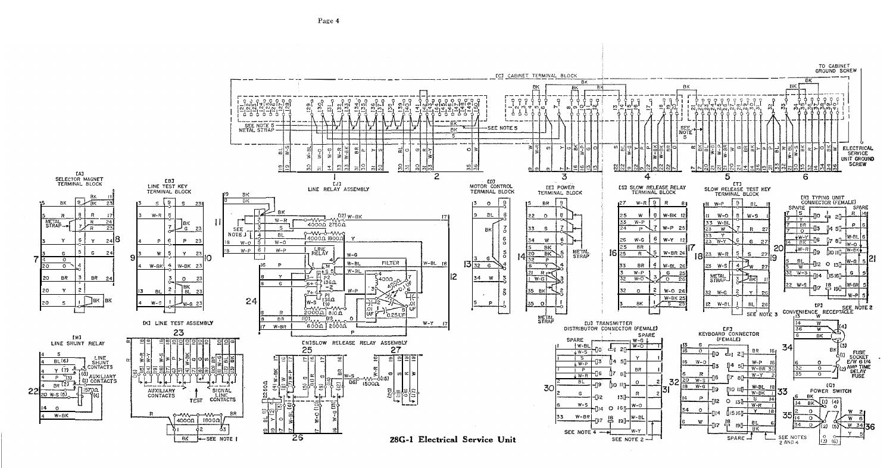# 28G-1 Electrical Service Unit

[C] CABINET TERMINAL BLOCK

TO CABINET GROUND SCREW

ELECTRICAL SERVICE UNIT GROUND SCREW

[A] SELECTOR MAGNET TERMINAL BLOCK

[B] LINE TEST KEY TERMINAL BLOCK

[J] LINE RELAY ASSEMBLY

[D] MOTOR CONTROL TERMINAL BLOCK

[E] POWER TERMINAL BLOCK

[S] SLOW RELEASE RELAY TERMINAL BLOCK

[T] SLOW RELEASE TEST KEY TERMINAL BLOCK

[R] TYPING UNIT CONNECTOR (FEMALE)

[H] LINE SHUNT RELAY

[K] LINE TEST ASSEMBLY

[N] SLOW RELEASE RELAY ASSEMBLY

[U] TRANSMITTER DISTRIBUTOR CONNECTOR (FEMALE)

[F] KEYBOARD CONNECTOR (FEMALE)

[P] CONVENIENCE RECEPTACLE

[Q] POWER SWITCH

LINE RELAY

FILTER

LINE SHUNT CONTACTS

AUXILIARY CONTACTS

AUXILIARY CONTACTS

TEST

SIGNAL LINE CONTACTS

METAL STRAP

SPARE

FUSE SOCKET E/W 6 1/4 AMP TIME DELAY FUSE

SEE NOTE 1

SEE NOTE 2

SEE NOTE 3

SEE NOTE 4

SEE NOTE 5

SEE NOTES 2 AND 4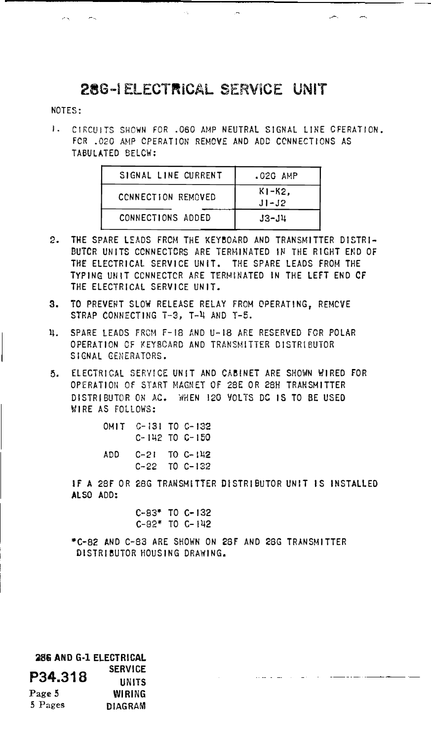# 28G-1 ELECTRICAL SERVICE UNIT

NOTES:

1. CIRCUITS SHOWN FOR .060 AMP NEUTRAL SIGNAL LINE OPERATION. FOR .020 AMP OPERATION REMOVE AND ADD CONNECTIONS AS TABULATED BELOW:

| SIGNAL LINE CURRENT | .020 AMP |
|---|---|
| CONNECTION REMOVED | K1-K2, J1-J2 |
| CONNECTIONS ADDED | J3-J4 |

2. THE SPARE LEADS FROM THE KEYBOARD AND TRANSMITTER DISTRIBUTOR UNITS CONNECTORS ARE TERMINATED IN THE RIGHT END OF THE ELECTRICAL SERVICE UNIT. THE SPARE LEADS FROM THE TYPING UNIT CONNECTOR ARE TERMINATED IN THE LEFT END OF THE ELECTRICAL SERVICE UNIT.

3. TO PREVENT SLOW RELEASE RELAY FROM OPERATING, REMOVE STRAP CONNECTING T-3, T-4 AND T-5.

4. SPARE LEADS FROM F-18 AND U-18 ARE RESERVED FOR POLAR OPERATION OF KEYBOARD AND TRANSMITTER DISTRIBUTOR SIGNAL GENERATORS.

5. ELECTRICAL SERVICE UNIT AND CABINET ARE SHOWN WIRED FOR OPERATION OF START MAGNET OF 28E OR 28H TRANSMITTER DISTRIBUTOR ON AC. WHEN 120 VOLTS DC IS TO BE USED WIRE AS FOLLOWS:

   OMIT C-131 TO C-132
   C-142 TO C-150

   ADD C-21 TO C-142
   C-22 TO C-132

   IF A 28F OR 28G TRANSMITTER DISTRIBUTOR UNIT IS INSTALLED ALSO ADD:

   C-83* TO C-132
   C-82* TO C-142

   *C-82 AND C-83 ARE SHOWN ON 28F AND 28G TRANSMITTER DISTRIBUTOR HOUSING DRAWING.

**28G AND G-1 ELECTRICAL SERVICE UNITS WIRING DIAGRAM**

**P34.318**